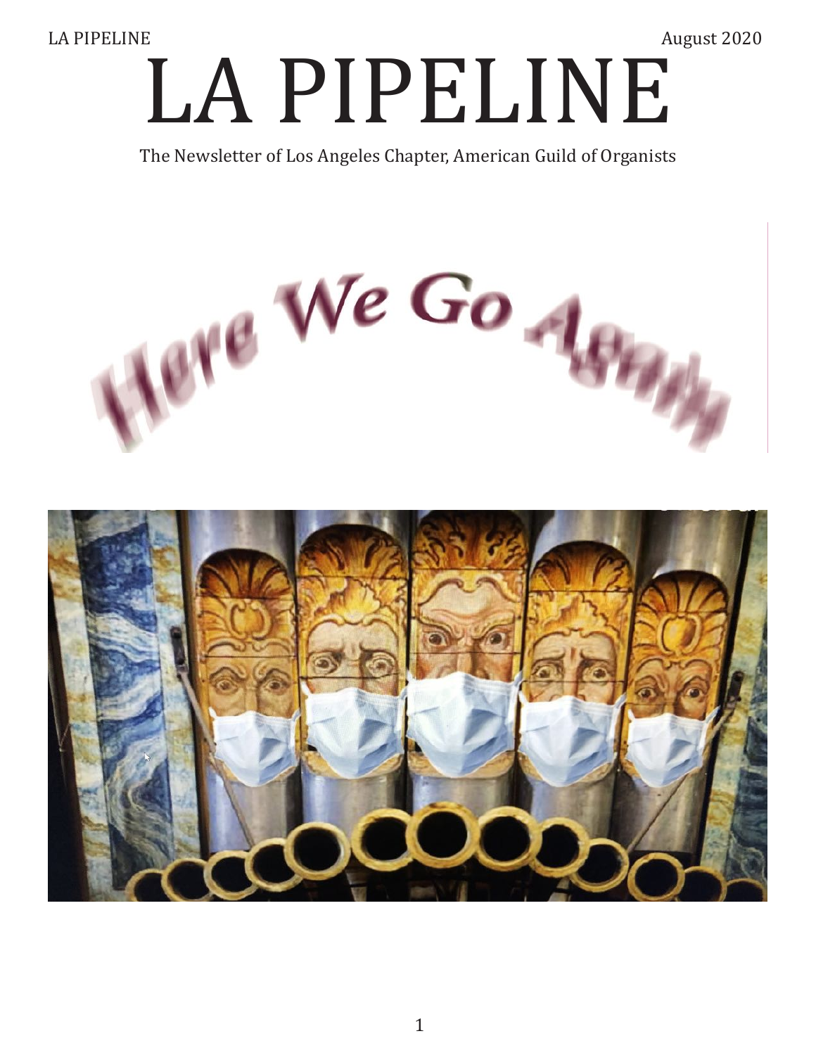# LA PIPELINE

The Newsletter of Los Angeles Chapter, American Guild of Organists

Here We Go Again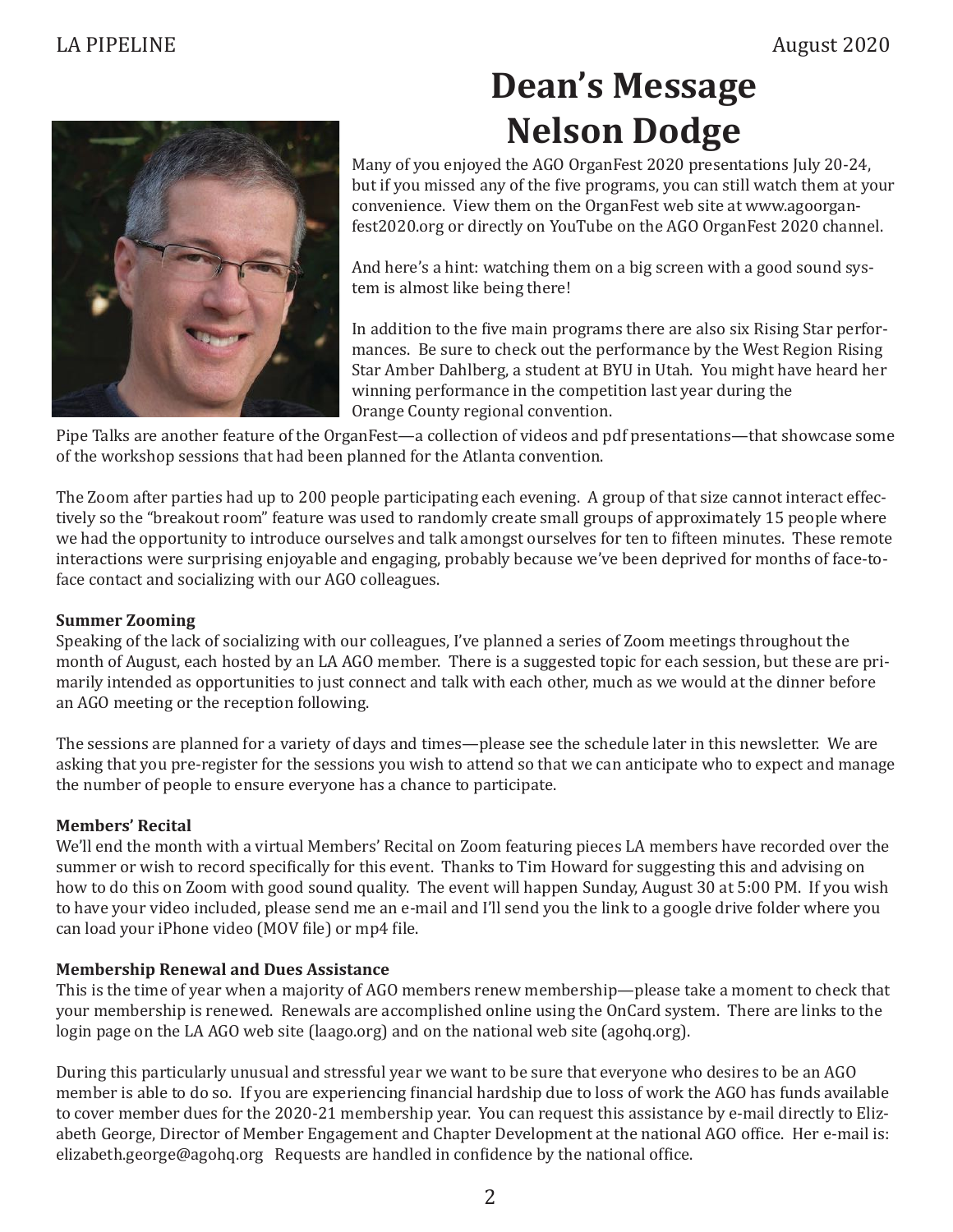# Dean's Message
# Nelson Dodge

Many of you enjoyed the AGO OrganFest 2020 presentations July 20-24, but if you missed any of the five programs, you can still watch them at your convenience. View them on the OrganFest web site at www.agoorganfest2020.org or directly on YouTube on the AGO OrganFest 2020 channel.

And here's a hint: watching them on a big screen with a good sound system is almost like being there!

In addition to the five main programs there are also six Rising Star performances. Be sure to check out the performance by the West Region Rising Star Amber Dahlberg, a student at BYU in Utah. You might have heard her winning performance in the competition last year during the Orange County regional convention.

Pipe Talks are another feature of the OrganFest—a collection of videos and pdf presentations—that showcase some of the workshop sessions that had been planned for the Atlanta convention.

The Zoom after parties had up to 200 people participating each evening. A group of that size cannot interact effectively so the "breakout room" feature was used to randomly create small groups of approximately 15 people where we had the opportunity to introduce ourselves and talk amongst ourselves for ten to fifteen minutes. These remote interactions were surprising enjoyable and engaging, probably because we've been deprived for months of face-to-face contact and socializing with our AGO colleagues.

**Summer Zooming**

Speaking of the lack of socializing with our colleagues, I've planned a series of Zoom meetings throughout the month of August, each hosted by an LA AGO member. There is a suggested topic for each session, but these are primarily intended as opportunities to just connect and talk with each other, much as we would at the dinner before an AGO meeting or the reception following.

The sessions are planned for a variety of days and times—please see the schedule later in this newsletter. We are asking that you pre-register for the sessions you wish to attend so that we can anticipate who to expect and manage the number of people to ensure everyone has a chance to participate.

**Members' Recital**

We'll end the month with a virtual Members' Recital on Zoom featuring pieces LA members have recorded over the summer or wish to record specifically for this event. Thanks to Tim Howard for suggesting this and advising on how to do this on Zoom with good sound quality. The event will happen Sunday, August 30 at 5:00 PM. If you wish to have your video included, please send me an e-mail and I'll send you the link to a google drive folder where you can load your iPhone video (MOV file) or mp4 file.

**Membership Renewal and Dues Assistance**

This is the time of year when a majority of AGO members renew membership—please take a moment to check that your membership is renewed. Renewals are accomplished online using the OnCard system. There are links to the login page on the LA AGO web site (laago.org) and on the national web site (agohq.org).

During this particularly unusual and stressful year we want to be sure that everyone who desires to be an AGO member is able to do so. If you are experiencing financial hardship due to loss of work the AGO has funds available to cover member dues for the 2020-21 membership year. You can request this assistance by e-mail directly to Elizabeth George, Director of Member Engagement and Chapter Development at the national AGO office. Her e-mail is: elizabeth.george@agohq.org Requests are handled in confidence by the national office.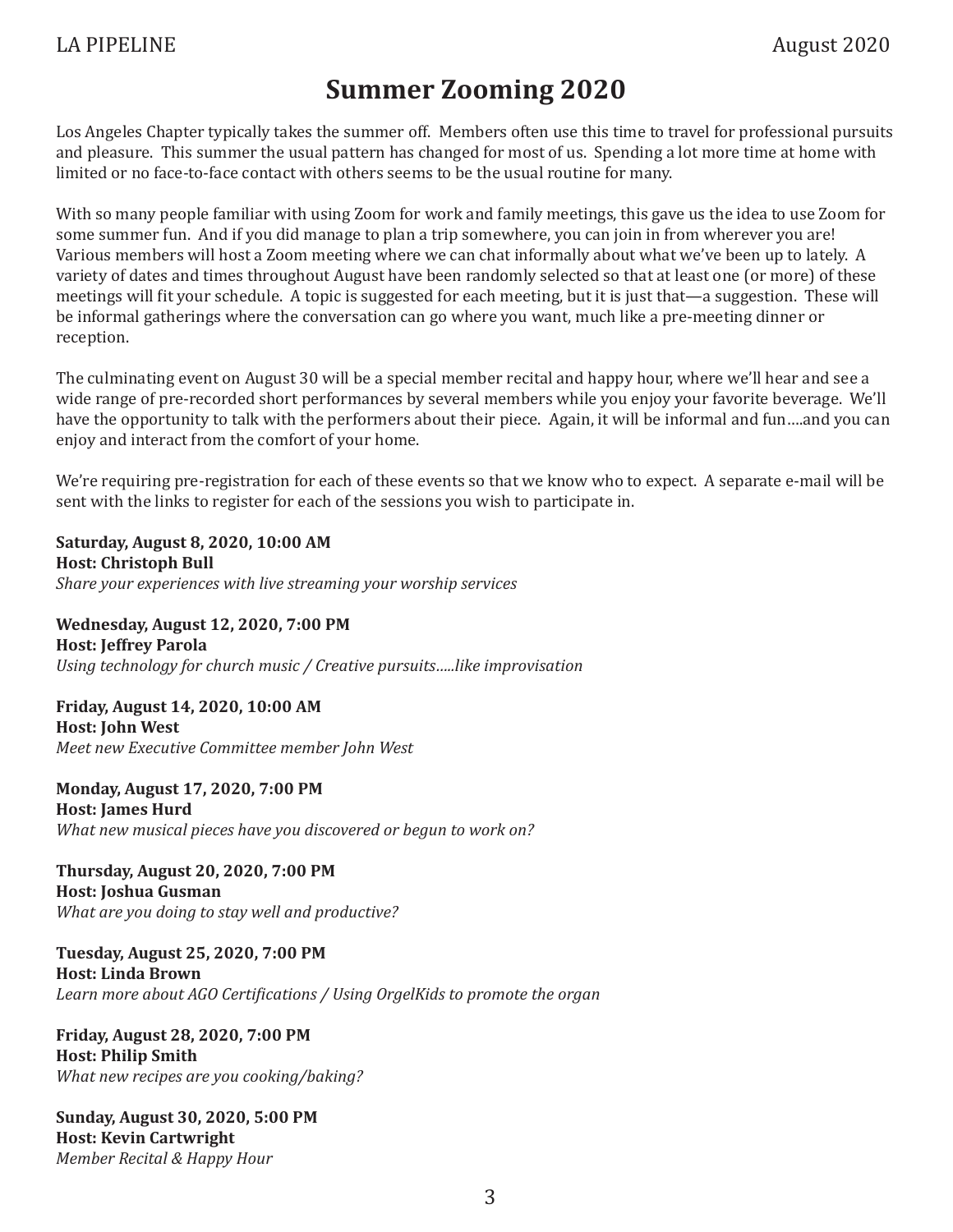# Summer Zooming 2020

Los Angeles Chapter typically takes the summer off. Members often use this time to travel for professional pursuits and pleasure. This summer the usual pattern has changed for most of us. Spending a lot more time at home with limited or no face-to-face contact with others seems to be the usual routine for many.

With so many people familiar with using Zoom for work and family meetings, this gave us the idea to use Zoom for some summer fun. And if you did manage to plan a trip somewhere, you can join in from wherever you are! Various members will host a Zoom meeting where we can chat informally about what we've been up to lately. A variety of dates and times throughout August have been randomly selected so that at least one (or more) of these meetings will fit your schedule. A topic is suggested for each meeting, but it is just that—a suggestion. These will be informal gatherings where the conversation can go where you want, much like a pre-meeting dinner or reception.

The culminating event on August 30 will be a special member recital and happy hour, where we'll hear and see a wide range of pre-recorded short performances by several members while you enjoy your favorite beverage. We'll have the opportunity to talk with the performers about their piece. Again, it will be informal and fun….and you can enjoy and interact from the comfort of your home.

We're requiring pre-registration for each of these events so that we know who to expect. A separate e-mail will be sent with the links to register for each of the sessions you wish to participate in.

**Saturday, August 8, 2020, 10:00 AM**
**Host: Christoph Bull**
*Share your experiences with live streaming your worship services*

**Wednesday, August 12, 2020, 7:00 PM**
**Host: Jeffrey Parola**
*Using technology for church music / Creative pursuits…..like improvisation*

**Friday, August 14, 2020, 10:00 AM**
**Host: John West**
*Meet new Executive Committee member John West*

**Monday, August 17, 2020, 7:00 PM**
**Host: James Hurd**
*What new musical pieces have you discovered or begun to work on?*

**Thursday, August 20, 2020, 7:00 PM**
**Host: Joshua Gusman**
*What are you doing to stay well and productive?*

**Tuesday, August 25, 2020, 7:00 PM**
**Host: Linda Brown**
*Learn more about AGO Certifications / Using OrgelKids to promote the organ*

**Friday, August 28, 2020, 7:00 PM**
**Host: Philip Smith**
*What new recipes are you cooking/baking?*

**Sunday, August 30, 2020, 5:00 PM**
**Host: Kevin Cartwright**
*Member Recital & Happy Hour*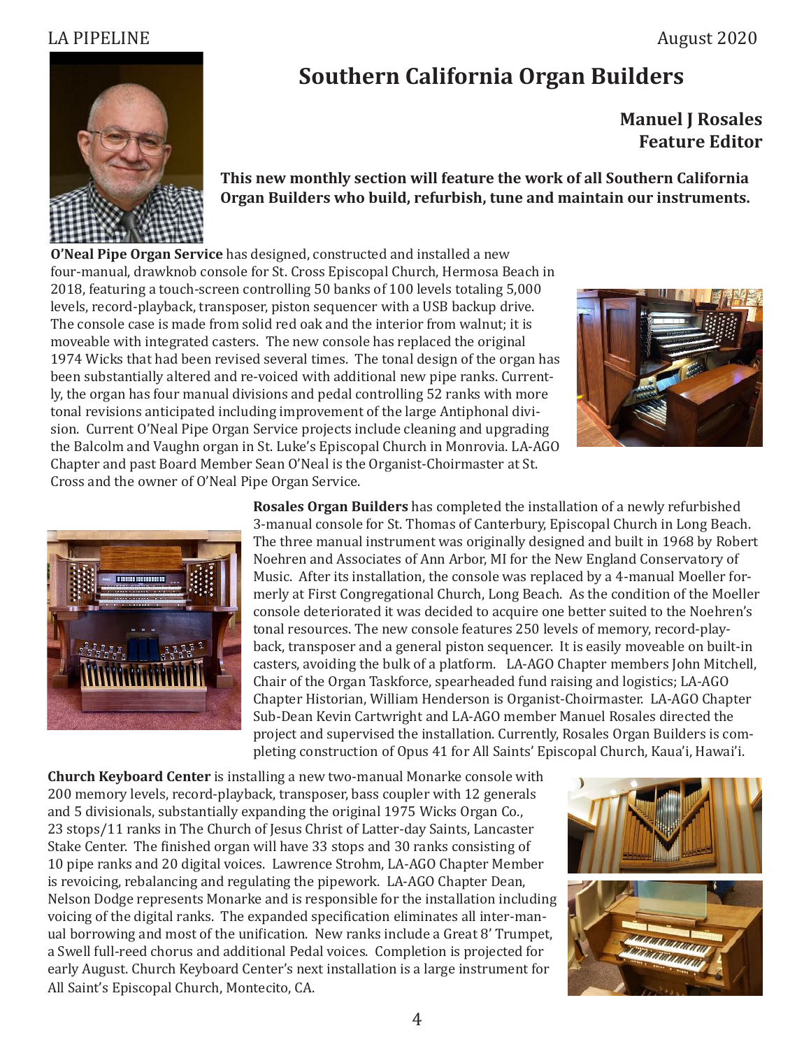# Southern California Organ Builders

**Manuel J Rosales**
**Feature Editor**

**This new monthly section will feature the work of all Southern California Organ Builders who build, refurbish, tune and maintain our instruments.**

**O'Neal Pipe Organ Service** has designed, constructed and installed a new four-manual, drawknob console for St. Cross Episcopal Church, Hermosa Beach in 2018, featuring a touch-screen controlling 50 banks of 100 levels totaling 5,000 levels, record-playback, transposer, piston sequencer with a USB backup drive. The console case is made from solid red oak and the interior from walnut; it is moveable with integrated casters. The new console has replaced the original 1974 Wicks that had been revised several times. The tonal design of the organ has been substantially altered and re-voiced with additional new pipe ranks. Currently, the organ has four manual divisions and pedal controlling 52 ranks with more tonal revisions anticipated including improvement of the large Antiphonal division. Current O'Neal Pipe Organ Service projects include cleaning and upgrading the Balcolm and Vaughn organ in St. Luke's Episcopal Church in Monrovia. LA-AGO Chapter and past Board Member Sean O'Neal is the Organist-Choirmaster at St. Cross and the owner of O'Neal Pipe Organ Service.

**Rosales Organ Builders** has completed the installation of a newly refurbished 3-manual console for St. Thomas of Canterbury, Episcopal Church in Long Beach. The three manual instrument was originally designed and built in 1968 by Robert Noehren and Associates of Ann Arbor, MI for the New England Conservatory of Music. After its installation, the console was replaced by a 4-manual Moeller formerly at First Congregational Church, Long Beach. As the condition of the Moeller console deteriorated it was decided to acquire one better suited to the Noehren's tonal resources. The new console features 250 levels of memory, record-playback, transposer and a general piston sequencer. It is easily moveable on built-in casters, avoiding the bulk of a platform. LA-AGO Chapter members John Mitchell, Chair of the Organ Taskforce, spearheaded fund raising and logistics; LA-AGO Chapter Historian, William Henderson is Organist-Choirmaster. LA-AGO Chapter Sub-Dean Kevin Cartwright and LA-AGO member Manuel Rosales directed the project and supervised the installation. Currently, Rosales Organ Builders is completing construction of Opus 41 for All Saints' Episcopal Church, Kaua'i, Hawai'i.

**Church Keyboard Center** is installing a new two-manual Monarke console with 200 memory levels, record-playback, transposer, bass coupler with 12 generals and 5 divisionals, substantially expanding the original 1975 Wicks Organ Co., 23 stops/11 ranks in The Church of Jesus Christ of Latter-day Saints, Lancaster Stake Center. The finished organ will have 33 stops and 30 ranks consisting of 10 pipe ranks and 20 digital voices. Lawrence Strohm, LA-AGO Chapter Member is revoicing, rebalancing and regulating the pipework. LA-AGO Chapter Dean, Nelson Dodge represents Monarke and is responsible for the installation including voicing of the digital ranks. The expanded specification eliminates all inter-manual borrowing and most of the unification. New ranks include a Great 8' Trumpet, a Swell full-reed chorus and additional Pedal voices. Completion is projected for early August. Church Keyboard Center's next installation is a large instrument for All Saint's Episcopal Church, Montecito, CA.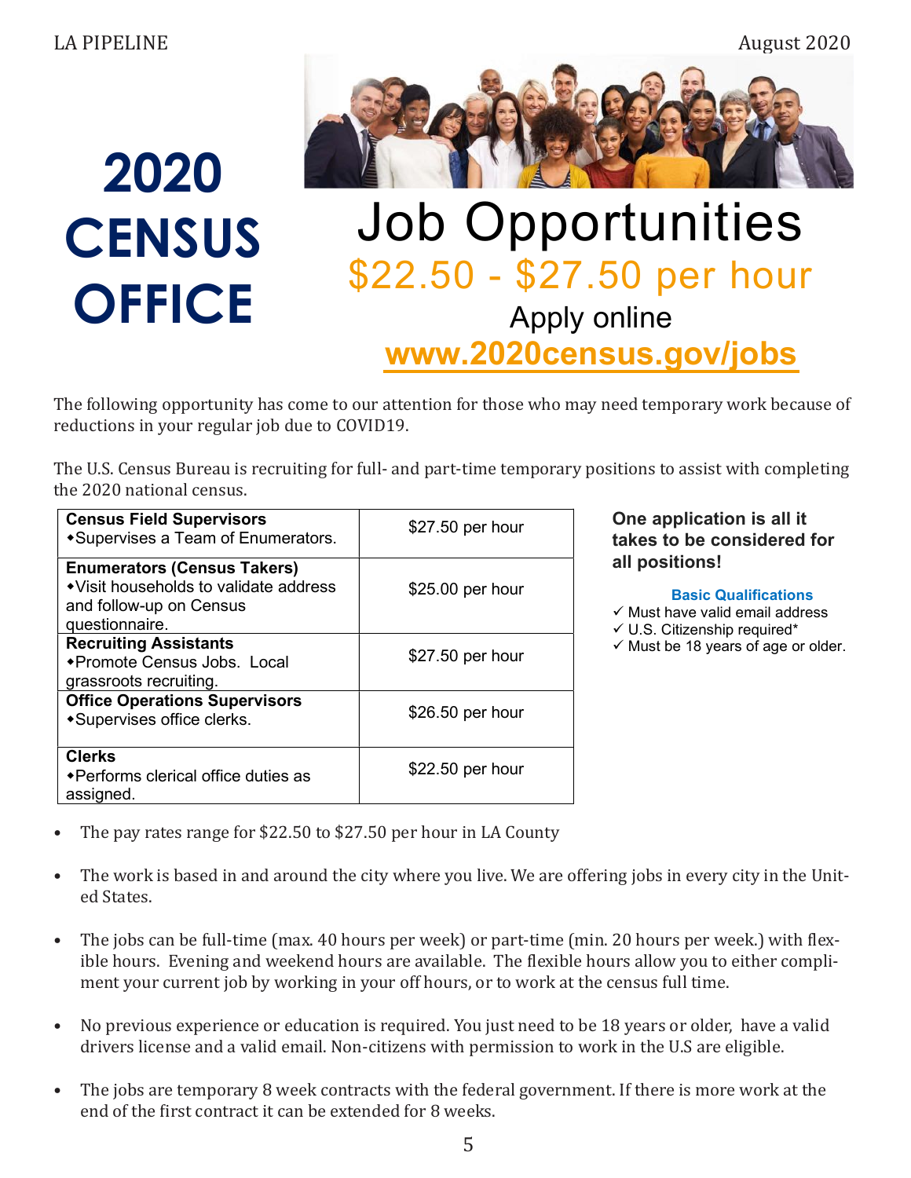# 2020 CENSUS OFFICE

# Job Opportunities

## $22.50 - $27.50 per hour

Apply online

**www.2020census.gov/jobs**

The following opportunity has come to our attention for those who may need temporary work because of reductions in your regular job due to COVID19.

The U.S. Census Bureau is recruiting for full- and part-time temporary positions to assist with completing the 2020 national census.

| Position | Pay |
|---|---|
| **Census Field Supervisors** ◆Supervises a Team of Enumerators. | $27.50 per hour |
| **Enumerators (Census Takers)** ◆Visit households to validate address and follow-up on Census questionnaire. | $25.00 per hour |
| **Recruiting Assistants** ◆Promote Census Jobs. Local grassroots recruiting. | $27.50 per hour |
| **Office Operations Supervisors** ◆Supervises office clerks. | $26.50 per hour |
| **Clerks** ◆Performs clerical office duties as assigned. | $22.50 per hour |

**One application is all it takes to be considered for all positions!**

**Basic Qualifications**

- ✓ Must have valid email address
- ✓ U.S. Citizenship required*
- ✓ Must be 18 years of age or older.

- The pay rates range for $22.50 to $27.50 per hour in LA County
- The work is based in and around the city where you live. We are offering jobs in every city in the United States.
- The jobs can be full-time (max. 40 hours per week) or part-time (min. 20 hours per week.) with flexible hours. Evening and weekend hours are available. The flexible hours allow you to either compliment your current job by working in your off hours, or to work at the census full time.
- No previous experience or education is required. You just need to be 18 years or older, have a valid drivers license and a valid email. Non-citizens with permission to work in the U.S are eligible.
- The jobs are temporary 8 week contracts with the federal government. If there is more work at the end of the first contract it can be extended for 8 weeks.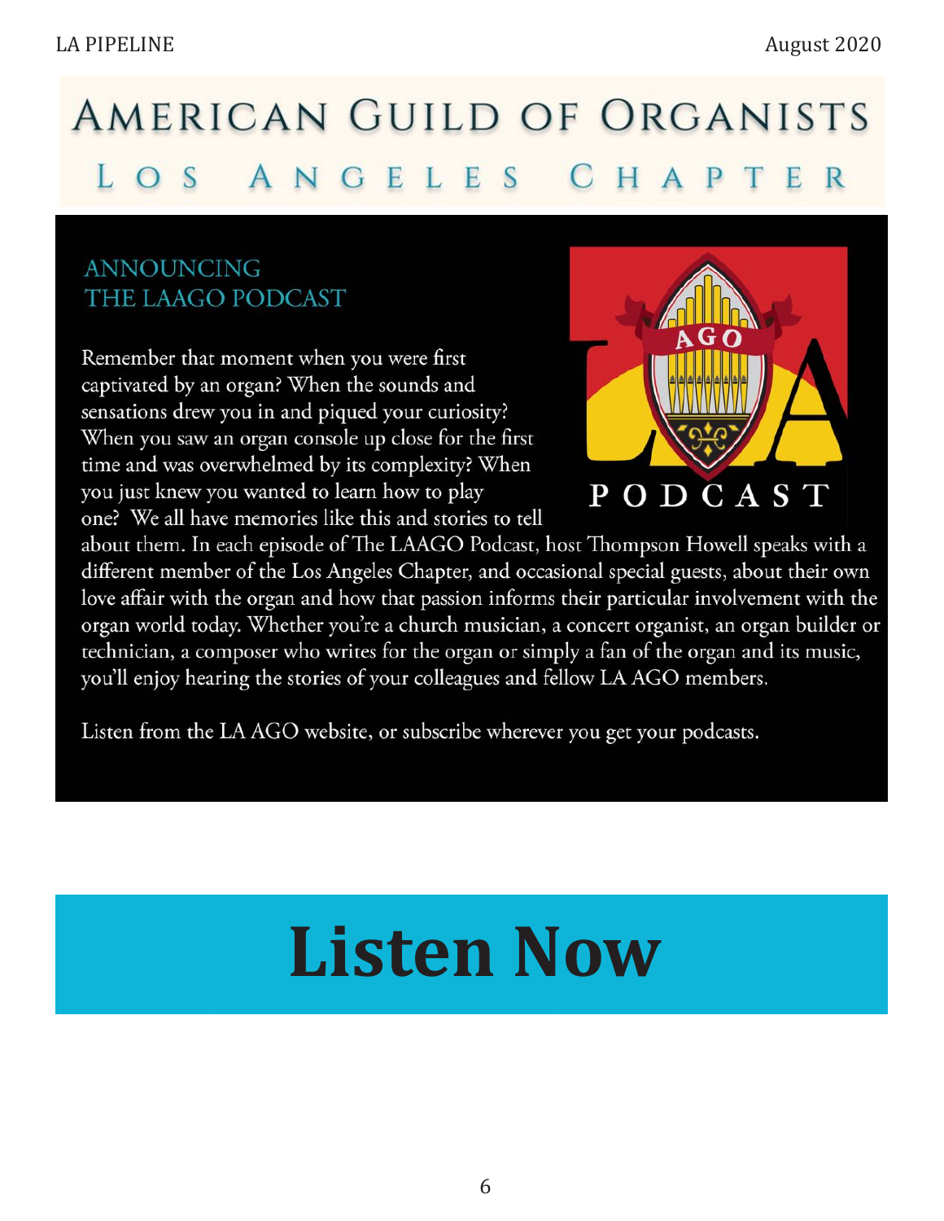# AMERICAN GUILD OF ORGANISTS

## LOS ANGELES CHAPTER

### ANNOUNCING THE LAAGO PODCAST

Remember that moment when you were first captivated by an organ? When the sounds and sensations drew you in and piqued your curiosity? When you saw an organ console up close for the first time and was overwhelmed by its complexity? When you just knew you wanted to learn how to play one? We all have memories like this and stories to tell about them. In each episode of The LAAGO Podcast, host Thompson Howell speaks with a different member of the Los Angeles Chapter, and occasional special guests, about their own love affair with the organ and how that passion informs their particular involvement with the organ world today. Whether you're a church musician, a concert organist, an organ builder or technician, a composer who writes for the organ or simply a fan of the organ and its music, you'll enjoy hearing the stories of your colleagues and fellow LA AGO members.

Listen from the LA AGO website, or subscribe wherever you get your podcasts.

# Listen Now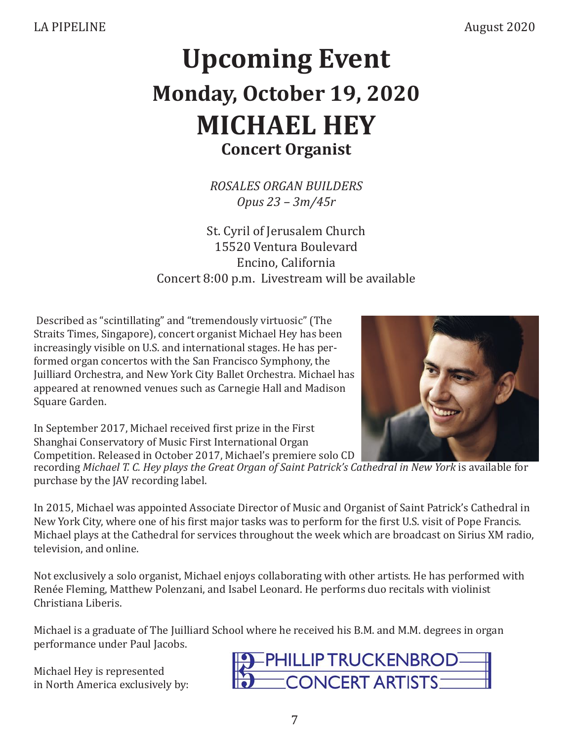# Upcoming Event

## Monday, October 19, 2020

# MICHAEL HEY

### Concert Organist

*ROSALES ORGAN BUILDERS*
*Opus 23 – 3m/45r*

St. Cyril of Jerusalem Church
15520 Ventura Boulevard
Encino, California
Concert 8:00 p.m. Livestream will be available

Described as "scintillating" and "tremendously virtuosic" (The Straits Times, Singapore), concert organist Michael Hey has been increasingly visible on U.S. and international stages. He has performed organ concertos with the San Francisco Symphony, the Juilliard Orchestra, and New York City Ballet Orchestra. Michael has appeared at renowned venues such as Carnegie Hall and Madison Square Garden.

In September 2017, Michael received first prize in the First Shanghai Conservatory of Music First International Organ Competition. Released in October 2017, Michael's premiere solo CD recording *Michael T. C. Hey plays the Great Organ of Saint Patrick's Cathedral in New York* is available for purchase by the JAV recording label.

In 2015, Michael was appointed Associate Director of Music and Organist of Saint Patrick's Cathedral in New York City, where one of his first major tasks was to perform for the first U.S. visit of Pope Francis. Michael plays at the Cathedral for services throughout the week which are broadcast on Sirius XM radio, television, and online.

Not exclusively a solo organist, Michael enjoys collaborating with other artists. He has performed with Renée Fleming, Matthew Polenzani, and Isabel Leonard. He performs duo recitals with violinist Christiana Liberis.

Michael is a graduate of The Juilliard School where he received his B.M. and M.M. degrees in organ performance under Paul Jacobs.

Michael Hey is represented in North America exclusively by:

PHILLIP TRUCKENBROD CONCERT ARTISTS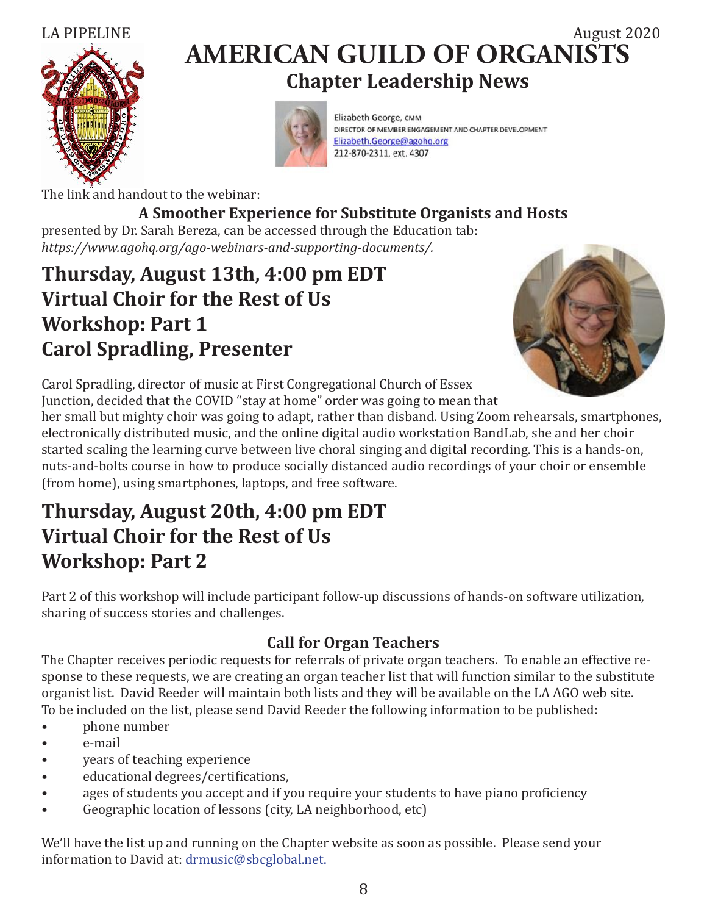# AMERICAN GUILD OF ORGANISTS

## Chapter Leadership News

Elizabeth George, CMM
DIRECTOR OF MEMBER ENGAGEMENT AND CHAPTER DEVELOPMENT
Elizabeth.George@agohq.org
212-870-2311, ext. 4307

The link and handout to the webinar:

**A Smoother Experience for Substitute Organists and Hosts**

presented by Dr. Sarah Bereza, can be accessed through the Education tab: *https://www.agohq.org/ago-webinars-and-supporting-documents/.*

## Thursday, August 13th, 4:00 pm EDT
## Virtual Choir for the Rest of Us
## Workshop: Part 1
## Carol Spradling, Presenter

Carol Spradling, director of music at First Congregational Church of Essex Junction, decided that the COVID "stay at home" order was going to mean that her small but mighty choir was going to adapt, rather than disband. Using Zoom rehearsals, smartphones, electronically distributed music, and the online digital audio workstation BandLab, she and her choir started scaling the learning curve between live choral singing and digital recording. This is a hands-on, nuts-and-bolts course in how to produce socially distanced audio recordings of your choir or ensemble (from home), using smartphones, laptops, and free software.

## Thursday, August 20th, 4:00 pm EDT
## Virtual Choir for the Rest of Us
## Workshop: Part 2

Part 2 of this workshop will include participant follow-up discussions of hands-on software utilization, sharing of success stories and challenges.

### Call for Organ Teachers

The Chapter receives periodic requests for referrals of private organ teachers. To enable an effective response to these requests, we are creating an organ teacher list that will function similar to the substitute organist list. David Reeder will maintain both lists and they will be available on the LA AGO web site. To be included on the list, please send David Reeder the following information to be published:

- phone number
- e-mail
- years of teaching experience
- educational degrees/certifications,
- ages of students you accept and if you require your students to have piano proficiency
- Geographic location of lessons (city, LA neighborhood, etc)

We'll have the list up and running on the Chapter website as soon as possible. Please send your information to David at: drmusic@sbcglobal.net.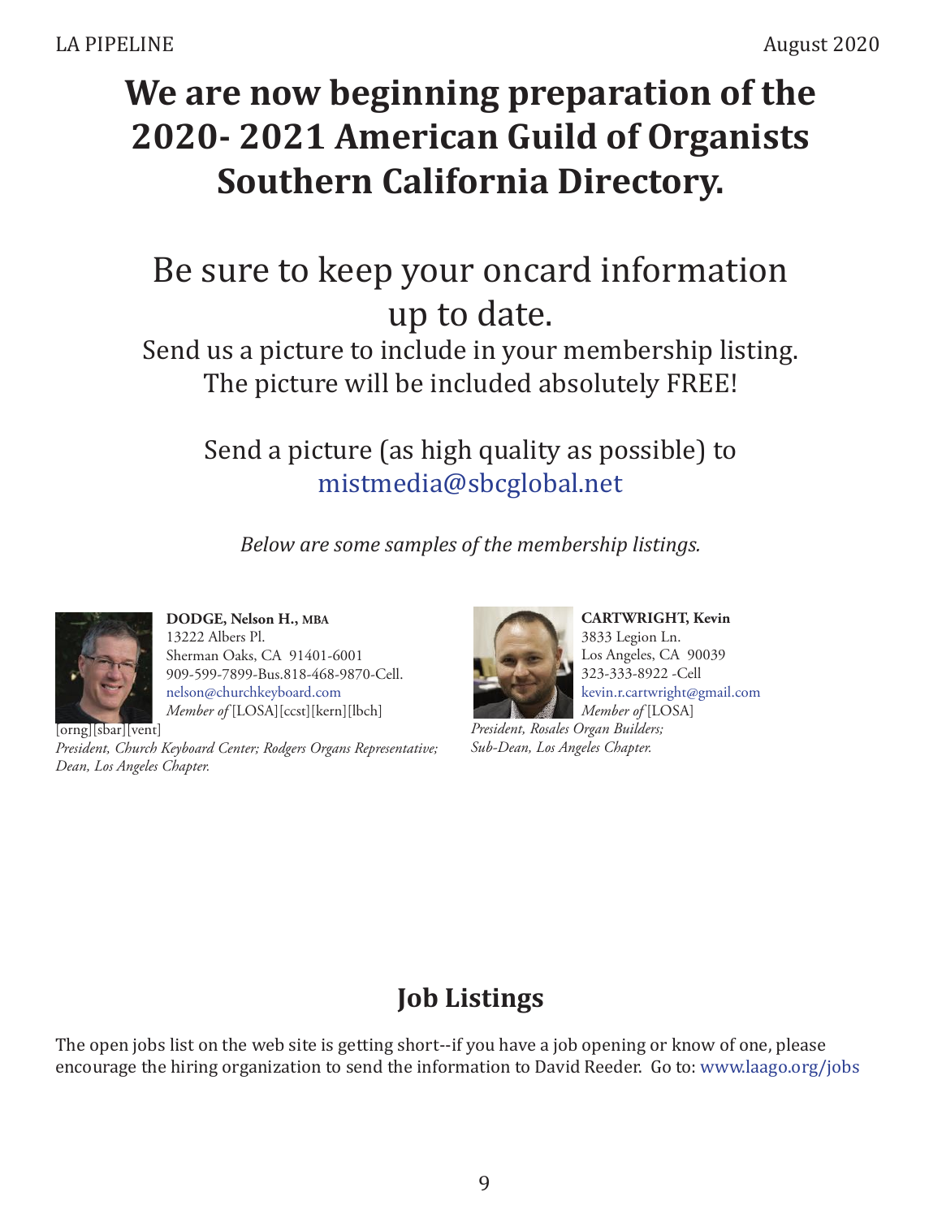# We are now beginning preparation of the 2020- 2021 American Guild of Organists Southern California Directory.

Be sure to keep your oncard information up to date.

Send us a picture to include in your membership listing. The picture will be included absolutely FREE!

Send a picture (as high quality as possible) to mistmedia@sbcglobal.net

*Below are some samples of the membership listings.*

**DODGE, Nelson H.,** MBA
13222 Albers Pl.
Sherman Oaks, CA 91401-6001
909-599-7899-Bus.818-468-9870-Cell.
nelson@churchkeyboard.com
*Member of* [LOSA][ccst][kern][lbch][orng][sbar][vent]
*President, Church Keyboard Center; Rodgers Organs Representative; Dean, Los Angeles Chapter.*

**CARTWRIGHT, Kevin**
3833 Legion Ln.
Los Angeles, CA 90039
323-333-8922 -Cell
kevin.r.cartwright@gmail.com
*Member of* [LOSA]
*President, Rosales Organ Builders; Sub-Dean, Los Angeles Chapter.*

## Job Listings

The open jobs list on the web site is getting short--if you have a job opening or know of one, please encourage the hiring organization to send the information to David Reeder. Go to: www.laago.org/jobs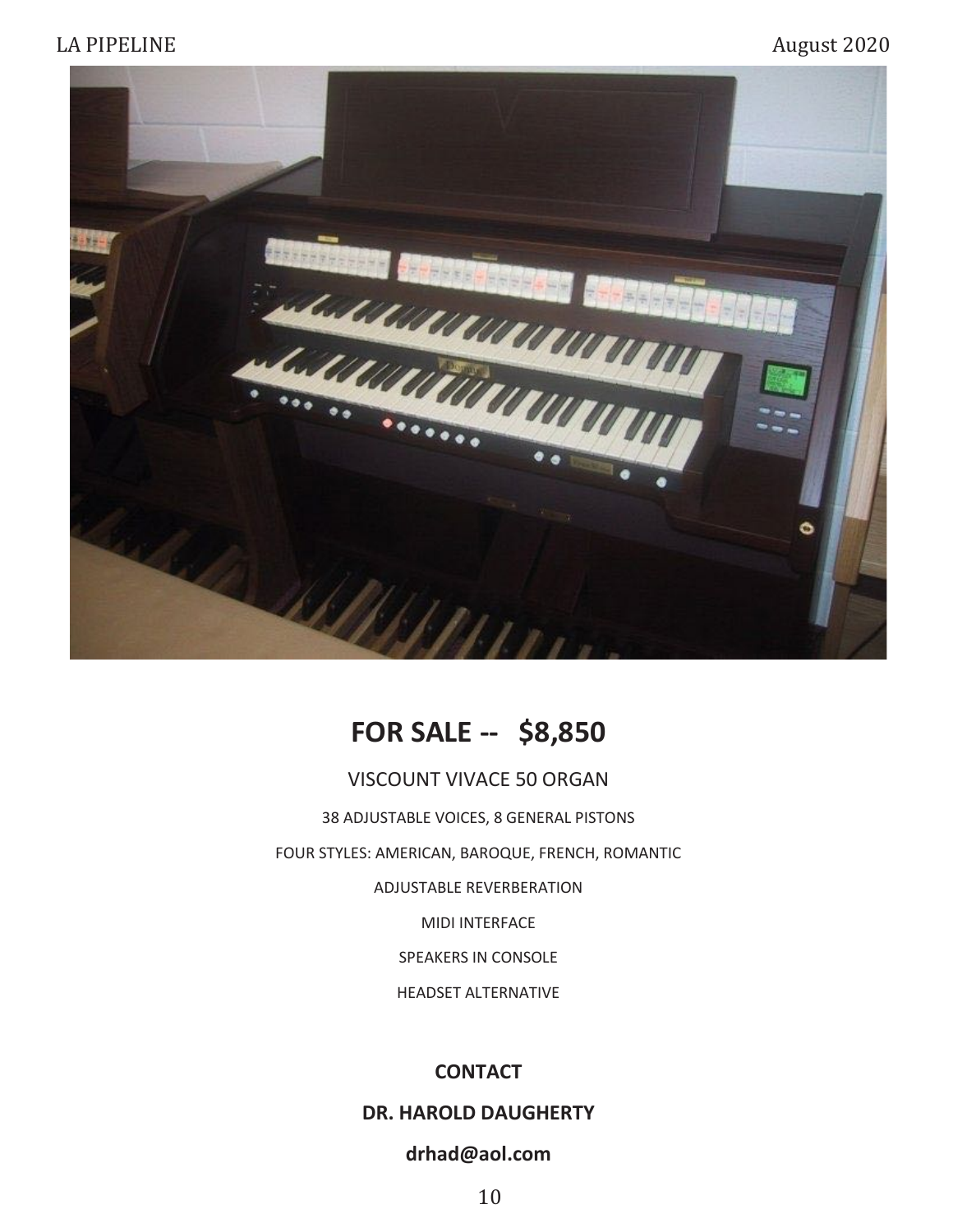## FOR SALE -- $8,850

VISCOUNT VIVACE 50 ORGAN

38 ADJUSTABLE VOICES, 8 GENERAL PISTONS

FOUR STYLES: AMERICAN, BAROQUE, FRENCH, ROMANTIC

ADJUSTABLE REVERBERATION

MIDI INTERFACE

SPEAKERS IN CONSOLE

HEADSET ALTERNATIVE

**CONTACT**

**DR. HAROLD DAUGHERTY**

**drhad@aol.com**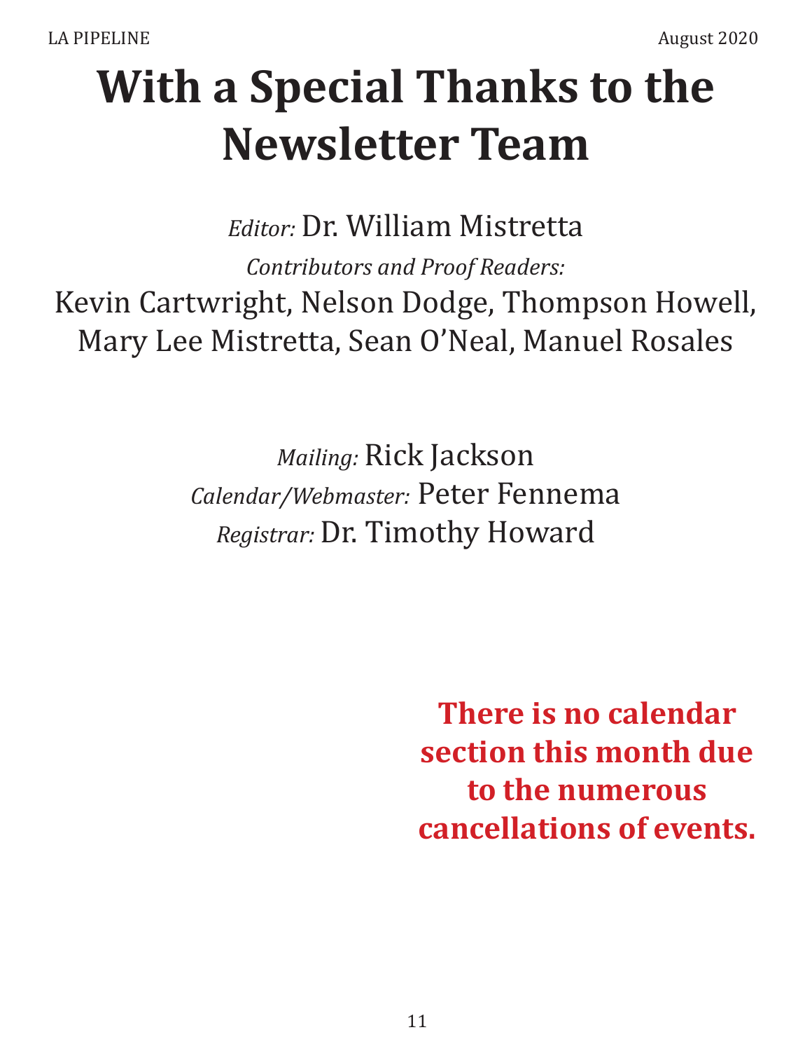# With a Special Thanks to the Newsletter Team

*Editor:* Dr. William Mistretta

*Contributors and Proof Readers:*

Kevin Cartwright, Nelson Dodge, Thompson Howell, Mary Lee Mistretta, Sean O'Neal, Manuel Rosales

*Mailing:* Rick Jackson

*Calendar/Webmaster:* Peter Fennema

*Registrar:* Dr. Timothy Howard

**There is no calendar section this month due to the numerous cancellations of events.**